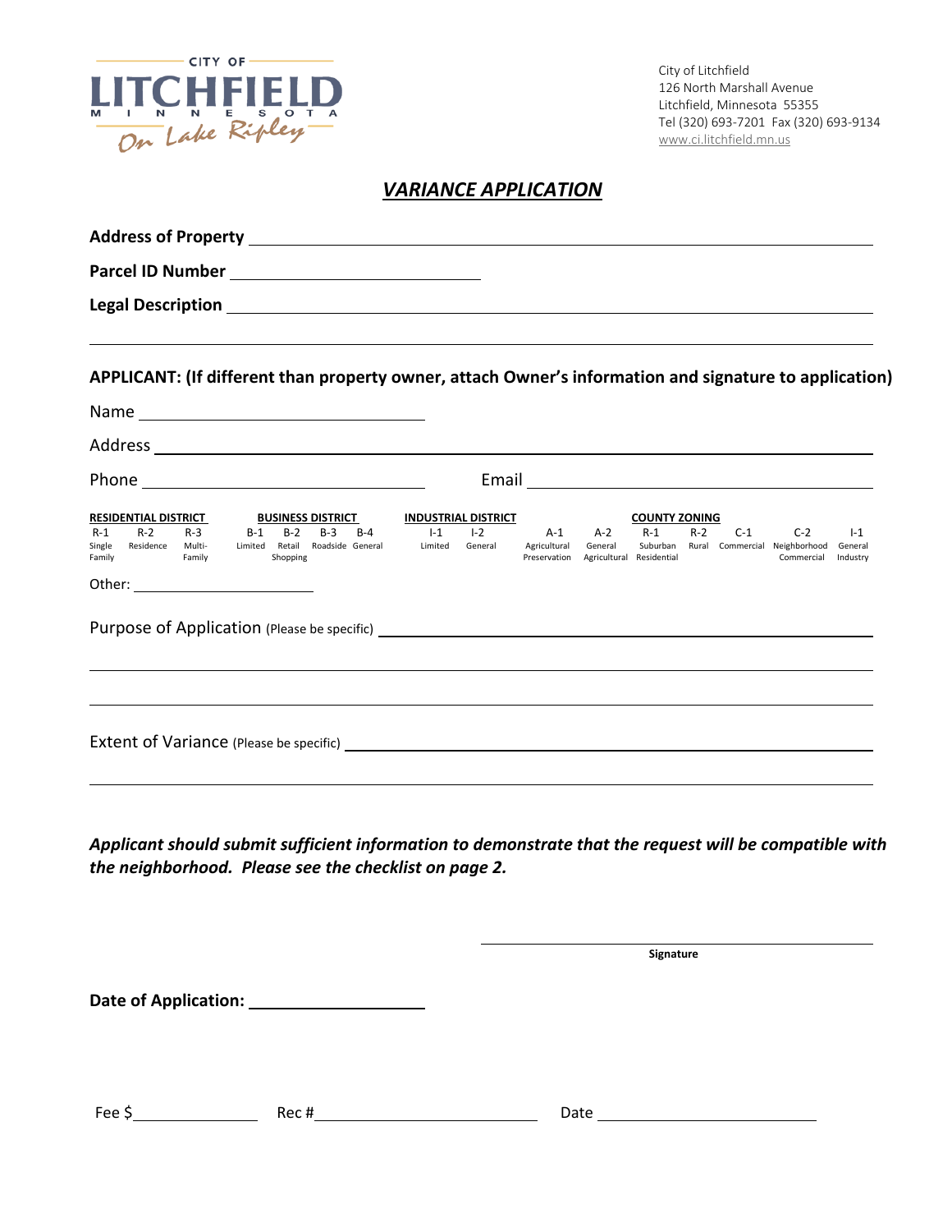CITY OF LITCHFIELD MINNESOTA On Lake Ripley

City of Litchfield
126 North Marshall Avenue
Litchfield, Minnesota 55355
Tel (320) 693-7201 Fax (320) 693-9134
www.ci.litchfield.mn.us

## *VARIANCE APPLICATION*

**Address of Property** ______________________________

**Parcel ID Number** ______________________________

**Legal Description** ______________________________

______________________________

**APPLICANT: (If different than property owner, attach Owner's information and signature to application)**

Name ______________________________

Address ______________________________

Phone ______________________________ Email ______________________________

| RESIDENTIAL DISTRICT | | | BUSINESS DISTRICT | | | | INDUSTRIAL DISTRICT | | | | COUNTY ZONING | | | | |
|---|---|---|---|---|---|---|---|---|---|---|---|---|---|---|---|
| R-1 Single Family | R-2 Residence | R-3 Multi-Family | B-1 Limited | B-2 Retail Shopping | B-3 Roadside | B-4 General | I-1 Limited | I-2 General | A-1 Agricultural Preservation | A-2 General Agricultural | R-1 Suburban Residential | R-2 Rural | C-1 Commercial | C-2 Neighborhood Commercial | I-1 General Industry |

Other: ______________________________

Purpose of Application (Please be specific) ______________________________

______________________________

______________________________

Extent of Variance (Please be specific) ______________________________

______________________________

***Applicant should submit sufficient information to demonstrate that the request will be compatible with the neighborhood. Please see the checklist on page 2.***

______________________________
**Signature**

**Date of Application:** ______________________________

Fee $ ____________ Rec # ____________ Date ____________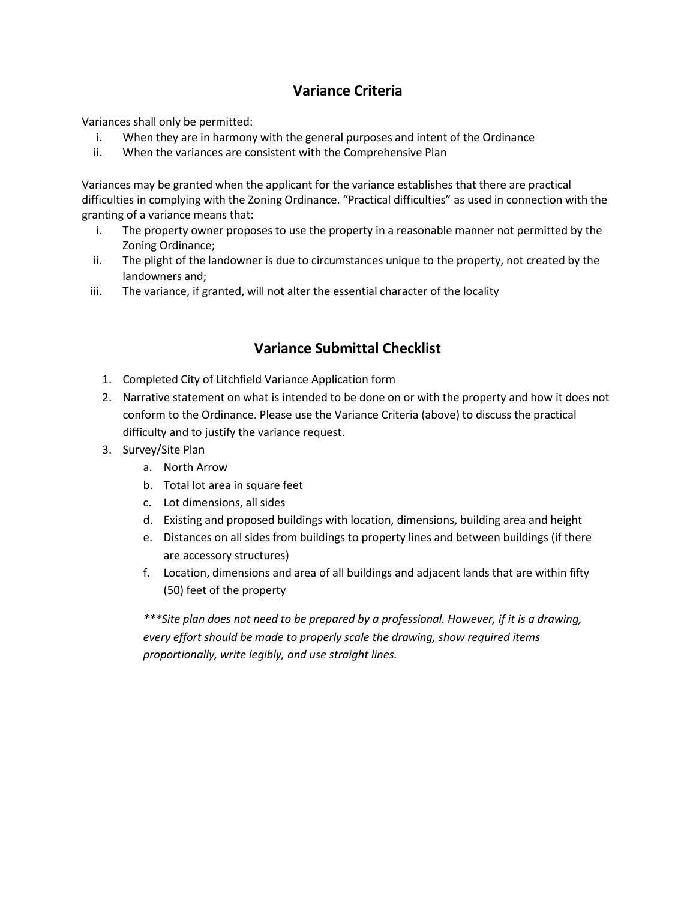## Variance Criteria

Variances shall only be permitted:

i. When they are in harmony with the general purposes and intent of the Ordinance
ii. When the variances are consistent with the Comprehensive Plan

Variances may be granted when the applicant for the variance establishes that there are practical difficulties in complying with the Zoning Ordinance. "Practical difficulties" as used in connection with the granting of a variance means that:

i. The property owner proposes to use the property in a reasonable manner not permitted by the Zoning Ordinance;
ii. The plight of the landowner is due to circumstances unique to the property, not created by the landowners and;
iii. The variance, if granted, will not alter the essential character of the locality

## Variance Submittal Checklist

1. Completed City of Litchfield Variance Application form
2. Narrative statement on what is intended to be done on or with the property and how it does not conform to the Ordinance. Please use the Variance Criteria (above) to discuss the practical difficulty and to justify the variance request.
3. Survey/Site Plan
   a. North Arrow
   b. Total lot area in square feet
   c. Lot dimensions, all sides
   d. Existing and proposed buildings with location, dimensions, building area and height
   e. Distances on all sides from buildings to property lines and between buildings (if there are accessory structures)
   f. Location, dimensions and area of all buildings and adjacent lands that are within fifty (50) feet of the property

   *\*\*\*Site plan does not need to be prepared by a professional. However, if it is a drawing, every effort should be made to properly scale the drawing, show required items proportionally, write legibly, and use straight lines.*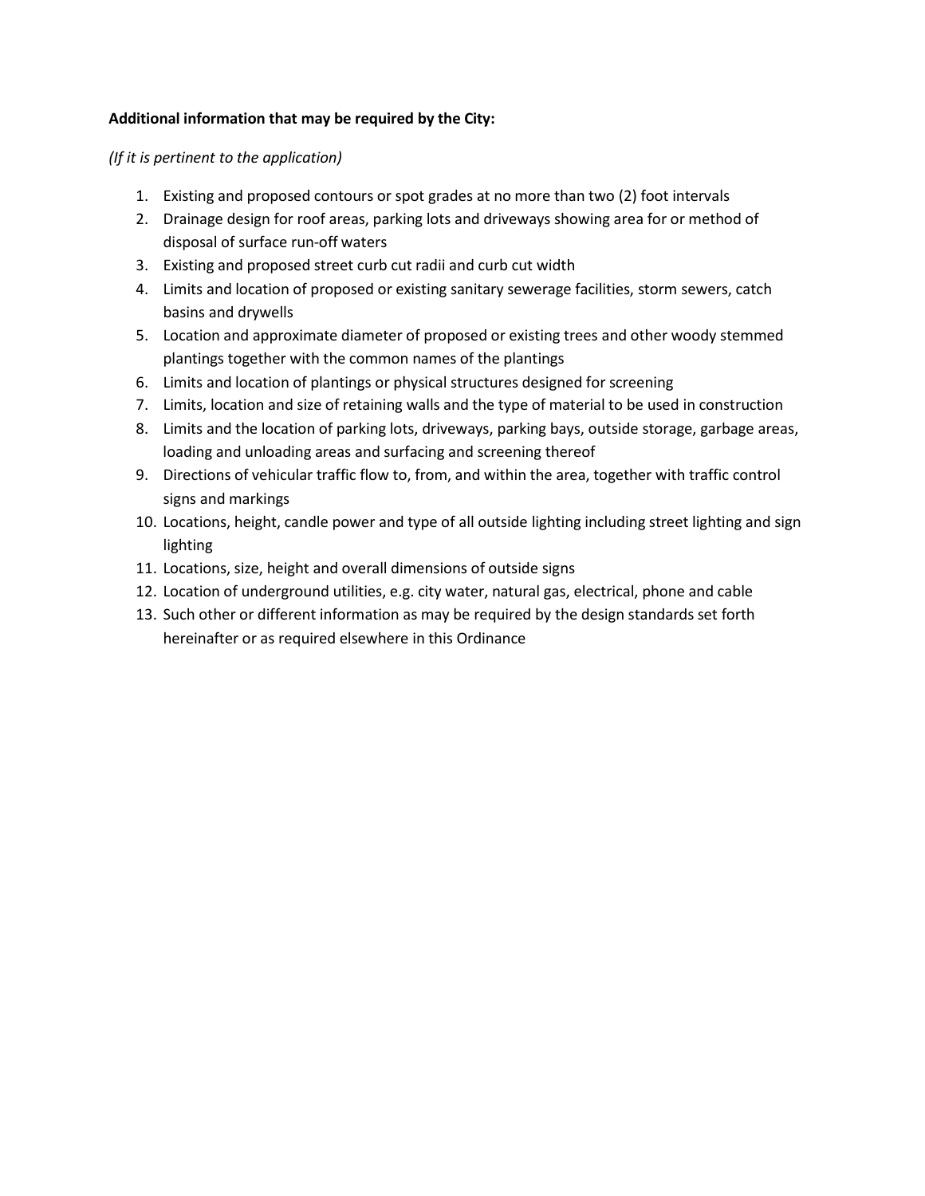**Additional information that may be required by the City:**

*(If it is pertinent to the application)*

1. Existing and proposed contours or spot grades at no more than two (2) foot intervals
2. Drainage design for roof areas, parking lots and driveways showing area for or method of disposal of surface run-off waters
3. Existing and proposed street curb cut radii and curb cut width
4. Limits and location of proposed or existing sanitary sewerage facilities, storm sewers, catch basins and drywells
5. Location and approximate diameter of proposed or existing trees and other woody stemmed plantings together with the common names of the plantings
6. Limits and location of plantings or physical structures designed for screening
7. Limits, location and size of retaining walls and the type of material to be used in construction
8. Limits and the location of parking lots, driveways, parking bays, outside storage, garbage areas, loading and unloading areas and surfacing and screening thereof
9. Directions of vehicular traffic flow to, from, and within the area, together with traffic control signs and markings
10. Locations, height, candle power and type of all outside lighting including street lighting and sign lighting
11. Locations, size, height and overall dimensions of outside signs
12. Location of underground utilities, e.g. city water, natural gas, electrical, phone and cable
13. Such other or different information as may be required by the design standards set forth hereinafter or as required elsewhere in this Ordinance